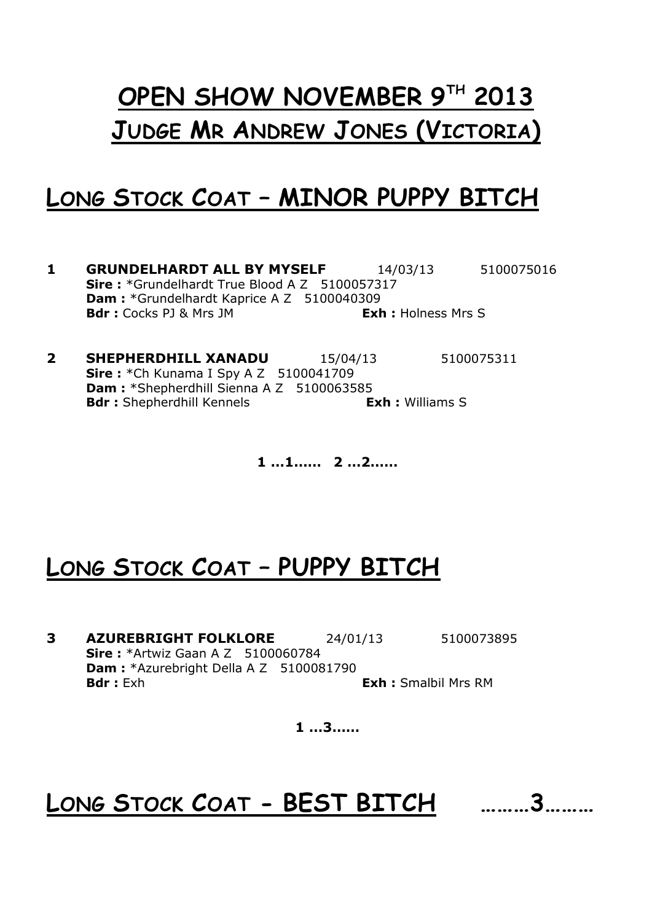# OPEN SHOW NOVEMBER 9TH 2013
# JUDGE MR ANDREW JONES (VICTORIA)

## LONG STOCK COAT – MINOR PUPPY BITCH

**1** **GRUNDELHARDT ALL BY MYSELF** 14/03/13 5100075016
**Sire :** *Grundelhardt True Blood A Z 5100057317
**Dam :** *Grundelhardt Kaprice A Z 5100040309
**Bdr :** Cocks PJ & Mrs JM **Exh :** Holness Mrs S

**2** **SHEPHERDHILL XANADU** 15/04/13 5100075311
**Sire :** *Ch Kunama I Spy A Z 5100041709
**Dam :** *Shepherdhill Sienna A Z 5100063585
**Bdr :** Shepherdhill Kennels **Exh :** Williams S

**1 …1…… 2 …2……**

## LONG STOCK COAT – PUPPY BITCH

**3** **AZUREBRIGHT FOLKLORE** 24/01/13 5100073895
**Sire :** *Artwiz Gaan A Z 5100060784
**Dam :** *Azurebright Della A Z 5100081790
**Bdr :** Exh **Exh :** Smalbil Mrs RM

**1 …3……**

## LONG STOCK COAT - BEST BITCH ………3………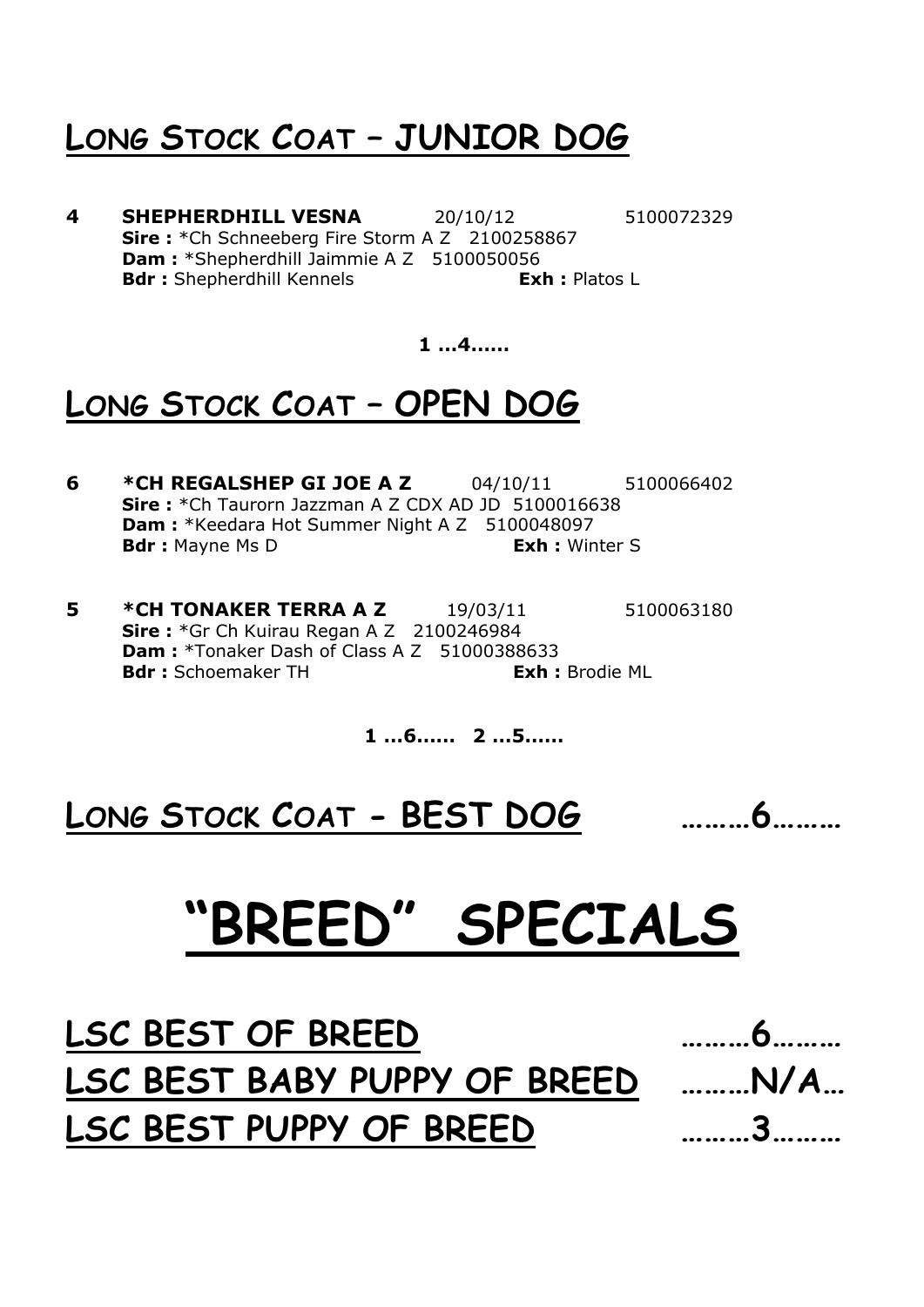## Long Stock Coat – JUNIOR DOG

**4** **SHEPHERDHILL VESNA** 20/10/12 5100072329
**Sire :** *Ch Schneeberg Fire Storm A Z 2100258867
**Dam :** *Shepherdhill Jaimmie A Z 5100050056
**Bdr :** Shepherdhill Kennels **Exh :** Platos L

**1 …4……**

## Long Stock Coat – OPEN DOG

**6** **\*CH REGALSHEP GI JOE A Z** 04/10/11 5100066402
**Sire :** *Ch Taurorn Jazzman A Z CDX AD JD 5100016638
**Dam :** *Keedara Hot Summer Night A Z 5100048097
**Bdr :** Mayne Ms D **Exh :** Winter S

**5** **\*CH TONAKER TERRA A Z** 19/03/11 5100063180
**Sire :** *Gr Ch Kuirau Regan A Z 2100246984
**Dam :** *Tonaker Dash of Class A Z 51000388633
**Bdr :** Schoemaker TH **Exh :** Brodie ML

**1 …6…… 2 …5……**

## Long Stock Coat - BEST DOG ………6………

# "BREED" SPECIALS

## LSC BEST OF BREED ………6………
## LSC BEST BABY PUPPY OF BREED ………N/A…
## LSC BEST PUPPY OF BREED ………3………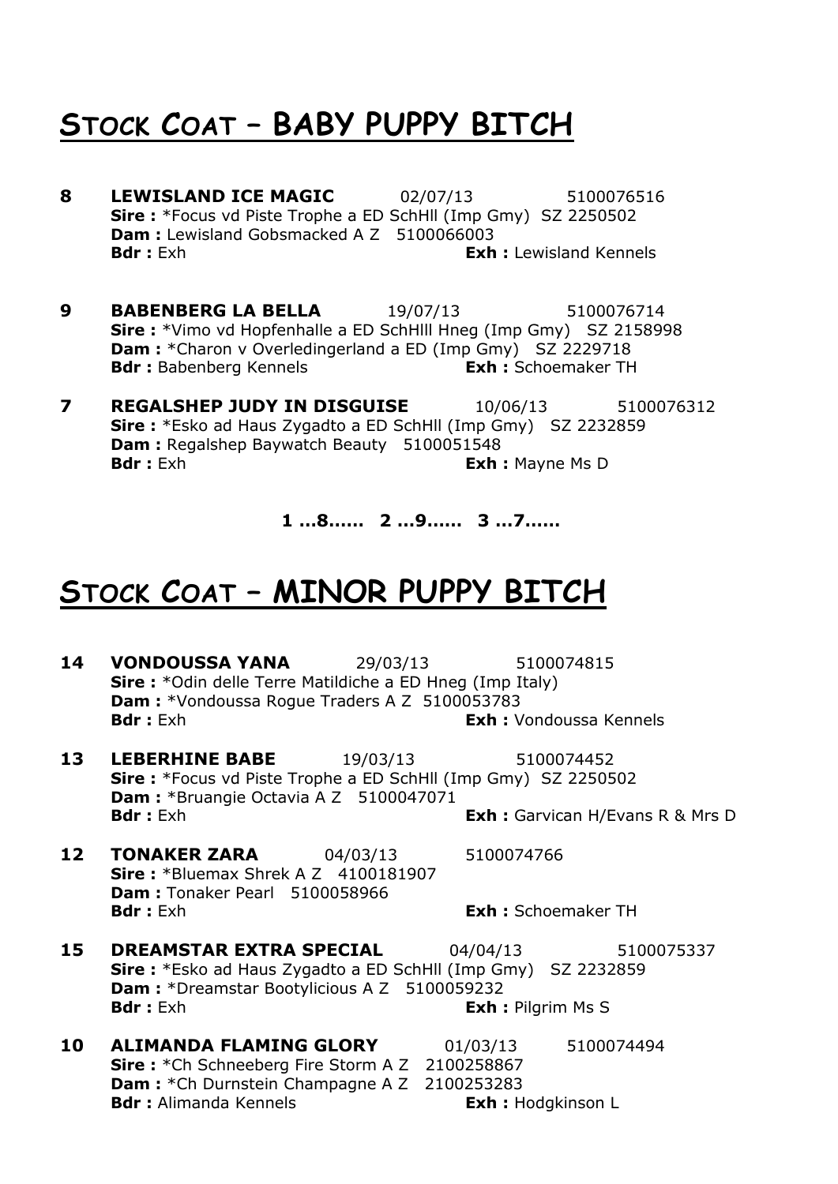# STOCK COAT – BABY PUPPY BITCH

**8** **LEWISLAND ICE MAGIC** 02/07/13 5100076516
**Sire :** *Focus vd Piste Trophe a ED SchHll (Imp Gmy) SZ 2250502
**Dam :** Lewisland Gobsmacked A Z 5100066003
**Bdr :** Exh **Exh :** Lewisland Kennels

**9** **BABENBERG LA BELLA** 19/07/13 5100076714
**Sire :** *Vimo vd Hopfenhalle a ED SchHlll Hneg (Imp Gmy) SZ 2158998
**Dam :** *Charon v Overledingerland a ED (Imp Gmy) SZ 2229718
**Bdr :** Babenberg Kennels **Exh :** Schoemaker TH

**7** **REGALSHEP JUDY IN DISGUISE** 10/06/13 5100076312
**Sire :** *Esko ad Haus Zygadto a ED SchHll (Imp Gmy) SZ 2232859
**Dam :** Regalshep Baywatch Beauty 5100051548
**Bdr :** Exh **Exh :** Mayne Ms D

**1 …8…… 2 …9…… 3 …7……**

# STOCK COAT – MINOR PUPPY BITCH

**14** **VONDOUSSA YANA** 29/03/13 5100074815
**Sire :** *Odin delle Terre Matildiche a ED Hneg (Imp Italy)
**Dam :** *Vondoussa Rogue Traders A Z 5100053783
**Bdr :** Exh **Exh :** Vondoussa Kennels

**13** **LEBERHINE BABE** 19/03/13 5100074452
**Sire :** *Focus vd Piste Trophe a ED SchHll (Imp Gmy) SZ 2250502
**Dam :** *Bruangie Octavia A Z 5100047071
**Bdr :** Exh **Exh :** Garvican H/Evans R & Mrs D

**12** **TONAKER ZARA** 04/03/13 5100074766
**Sire :** *Bluemax Shrek A Z 4100181907
**Dam :** Tonaker Pearl 5100058966
**Bdr :** Exh **Exh :** Schoemaker TH

**15** **DREAMSTAR EXTRA SPECIAL** 04/04/13 5100075337
**Sire :** *Esko ad Haus Zygadto a ED SchHll (Imp Gmy) SZ 2232859
**Dam :** *Dreamstar Bootylicious A Z 5100059232
**Bdr :** Exh **Exh :** Pilgrim Ms S

**10** **ALIMANDA FLAMING GLORY** 01/03/13 5100074494
**Sire :** *Ch Schneeberg Fire Storm A Z 2100258867
**Dam :** *Ch Durnstein Champagne A Z 2100253283
**Bdr :** Alimanda Kennels **Exh :** Hodgkinson L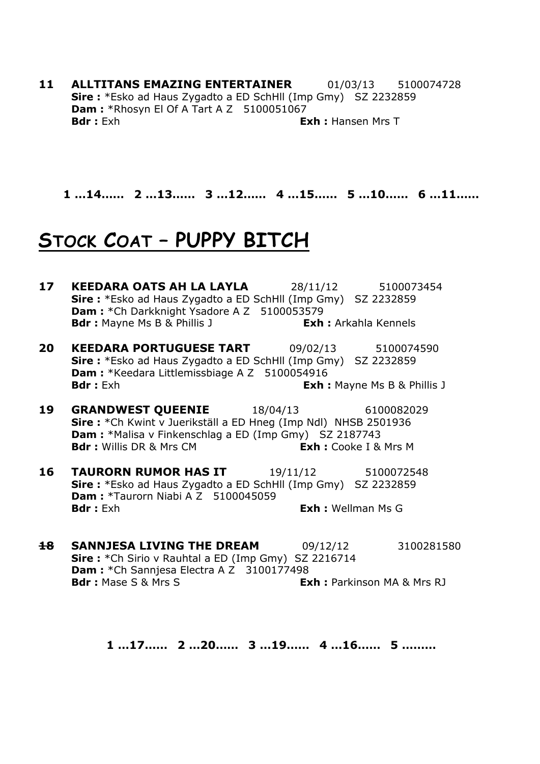**11 ALLTITANS EMAZING ENTERTAINER** 01/03/13 5100074728
**Sire :** *Esko ad Haus Zygadto a ED SchHll (Imp Gmy) SZ 2232859
**Dam :** *Rhosyn El Of A Tart A Z 5100051067
**Bdr :** Exh **Exh :** Hansen Mrs T

**1 …14…… 2 …13…… 3 …12…… 4 …15…… 5 …10…… 6 …11……**

# STOCK COAT – PUPPY BITCH

**17 KEEDARA OATS AH LA LAYLA** 28/11/12 5100073454
**Sire :** *Esko ad Haus Zygadto a ED SchHll (Imp Gmy) SZ 2232859
**Dam :** *Ch Darkknight Ysadore A Z 5100053579
**Bdr :** Mayne Ms B & Phillis J **Exh :** Arkahla Kennels

**20 KEEDARA PORTUGUESE TART** 09/02/13 5100074590
**Sire :** *Esko ad Haus Zygadto a ED SchHll (Imp Gmy) SZ 2232859
**Dam :** *Keedara Littlemissbiage A Z 5100054916
**Bdr :** Exh **Exh :** Mayne Ms B & Phillis J

**19 GRANDWEST QUEENIE** 18/04/13 6100082029
**Sire :** *Ch Kwint v Juerikställ a ED Hneg (Imp Ndl) NHSB 2501936
**Dam :** *Malisa v Finkenschlag a ED (Imp Gmy) SZ 2187743
**Bdr :** Willis DR & Mrs CM **Exh :** Cooke I & Mrs M

**16 TAURORN RUMOR HAS IT** 19/11/12 5100072548
**Sire :** *Esko ad Haus Zygadto a ED SchHll (Imp Gmy) SZ 2232859
**Dam :** *Taurorn Niabi A Z 5100045059
**Bdr :** Exh **Exh :** Wellman Ms G

**~~18~~ SANNJESA LIVING THE DREAM** 09/12/12 3100281580
**Sire :** *Ch Sirio v Rauhtal a ED (Imp Gmy) SZ 2216714
**Dam :** *Ch Sannjesa Electra A Z 3100177498
**Bdr :** Mase S & Mrs S **Exh :** Parkinson MA & Mrs RJ

**1 …17…… 2 …20…… 3 …19…… 4 …16…… 5 ………**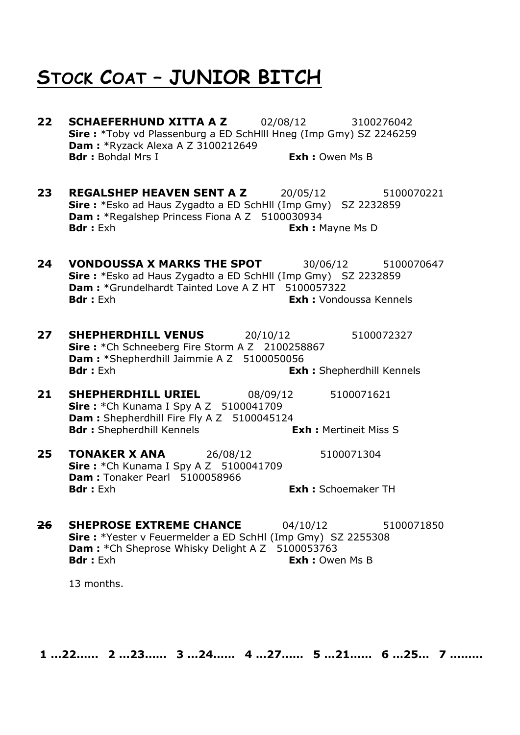# Stock Coat – JUNIOR BITCH

**22 SCHAEFERHUND XITTA A Z** 02/08/12 3100276042
**Sire :** *Toby vd Plassenburg a ED SchHlll Hneg (Imp Gmy) SZ 2246259
**Dam :** *Ryzack Alexa A Z 3100212649
**Bdr :** Bohdal Mrs I **Exh :** Owen Ms B

**23 REGALSHEP HEAVEN SENT A Z** 20/05/12 5100070221
**Sire :** *Esko ad Haus Zygadto a ED SchHll (Imp Gmy) SZ 2232859
**Dam :** *Regalshep Princess Fiona A Z 5100030934
**Bdr :** Exh **Exh :** Mayne Ms D

**24 VONDOUSSA X MARKS THE SPOT** 30/06/12 5100070647
**Sire :** *Esko ad Haus Zygadto a ED SchHll (Imp Gmy) SZ 2232859
**Dam :** *Grundelhardt Tainted Love A Z HT 5100057322
**Bdr :** Exh **Exh :** Vondoussa Kennels

**27 SHEPHERDHILL VENUS** 20/10/12 5100072327
**Sire :** *Ch Schneeberg Fire Storm A Z 2100258867
**Dam :** *Shepherdhill Jaimmie A Z 5100050056
**Bdr :** Exh **Exh :** Shepherdhill Kennels

**21 SHEPHERDHILL URIEL** 08/09/12 5100071621
**Sire :** *Ch Kunama I Spy A Z 5100041709
**Dam :** Shepherdhill Fire Fly A Z 5100045124
**Bdr :** Shepherdhill Kennels **Exh :** Mertineit Miss S

**25 TONAKER X ANA** 26/08/12 5100071304
**Sire :** *Ch Kunama I Spy A Z 5100041709
**Dam :** Tonaker Pearl 5100058966
**Bdr :** Exh **Exh :** Schoemaker TH

**~~26~~ SHEPROSE EXTREME CHANCE** 04/10/12 5100071850
**Sire :** *Yester v Feuermelder a ED SchHl (Imp Gmy) SZ 2255308
**Dam :** *Ch Sheprose Whisky Delight A Z 5100053763
**Bdr :** Exh **Exh :** Owen Ms B

13 months.

**1 …22…… 2 …23…… 3 …24…… 4 …27…… 5 …21…… 6 …25… 7 ………**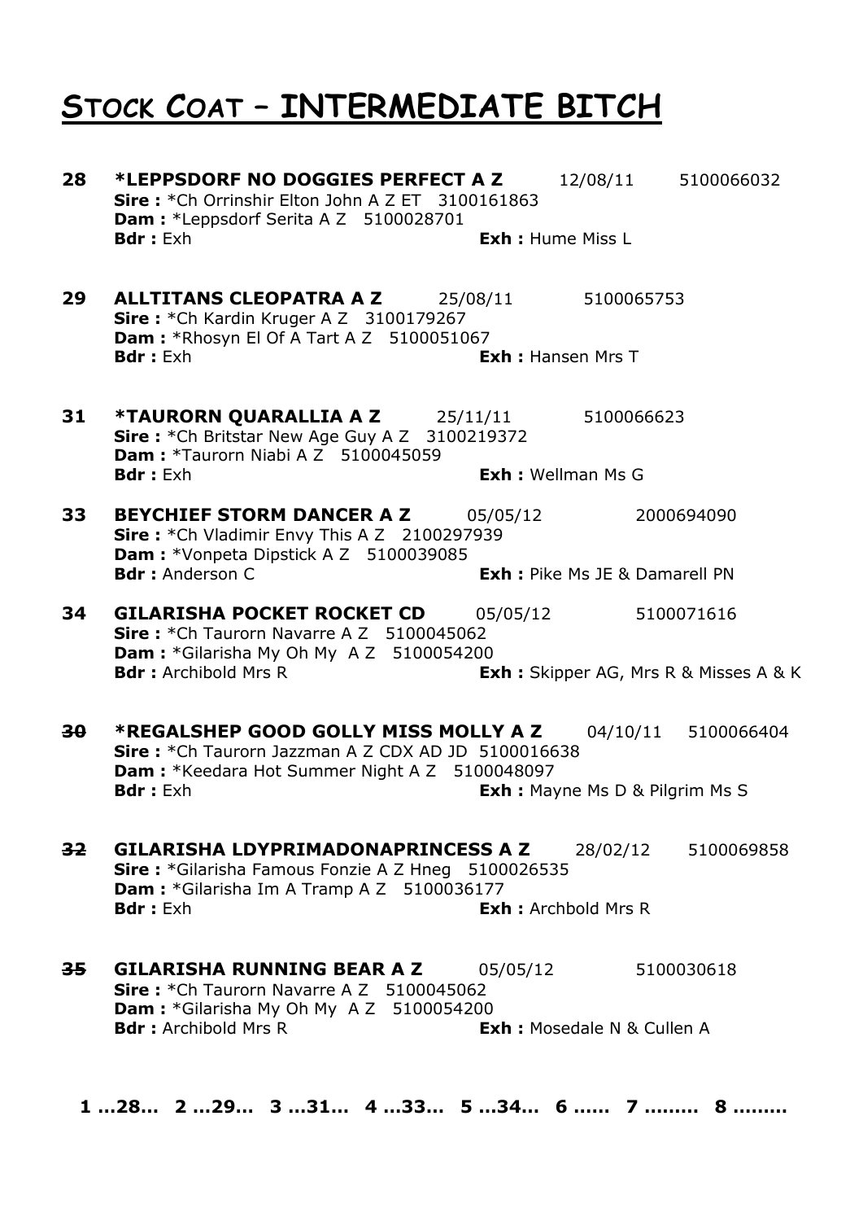# STOCK COAT – INTERMEDIATE BITCH

**28 \*LEPPSDORF NO DOGGIES PERFECT A Z** 12/08/11 5100066032
**Sire :** \*Ch Orrinshir Elton John A Z ET 3100161863
**Dam :** \*Leppsdorf Serita A Z 5100028701
**Bdr :** Exh **Exh :** Hume Miss L

**29 ALLTITANS CLEOPATRA A Z** 25/08/11 5100065753
**Sire :** \*Ch Kardin Kruger A Z 3100179267
**Dam :** \*Rhosyn El Of A Tart A Z 5100051067
**Bdr :** Exh **Exh :** Hansen Mrs T

**31 \*TAURORN QUARALLIA A Z** 25/11/11 5100066623
**Sire :** \*Ch Britstar New Age Guy A Z 3100219372
**Dam :** \*Taurorn Niabi A Z 5100045059
**Bdr :** Exh **Exh :** Wellman Ms G

**33 BEYCHIEF STORM DANCER A Z** 05/05/12 2000694090
**Sire :** \*Ch Vladimir Envy This A Z 2100297939
**Dam :** \*Vonpeta Dipstick A Z 5100039085
**Bdr :** Anderson C **Exh :** Pike Ms JE & Damarell PN

**34 GILARISHA POCKET ROCKET CD** 05/05/12 5100071616
**Sire :** \*Ch Taurorn Navarre A Z 5100045062
**Dam :** \*Gilarisha My Oh My A Z 5100054200
**Bdr :** Archibold Mrs R **Exh :** Skipper AG, Mrs R & Misses A & K

**~~30~~ \*REGALSHEP GOOD GOLLY MISS MOLLY A Z** 04/10/11 5100066404
**Sire :** \*Ch Taurorn Jazzman A Z CDX AD JD 5100016638
**Dam :** \*Keedara Hot Summer Night A Z 5100048097
**Bdr :** Exh **Exh :** Mayne Ms D & Pilgrim Ms S

**~~32~~ GILARISHA LDYPRIMADONAPRINCESS A Z** 28/02/12 5100069858
**Sire :** \*Gilarisha Famous Fonzie A Z Hneg 5100026535
**Dam :** \*Gilarisha Im A Tramp A Z 5100036177
**Bdr :** Exh **Exh :** Archbold Mrs R

**~~35~~ GILARISHA RUNNING BEAR A Z** 05/05/12 5100030618
**Sire :** \*Ch Taurorn Navarre A Z 5100045062
**Dam :** \*Gilarisha My Oh My A Z 5100054200
**Bdr :** Archibold Mrs R **Exh :** Mosedale N & Cullen A

**1 …28… 2 …29… 3 …31… 4 …33… 5 …34… 6 …… 7 ……… 8 ………**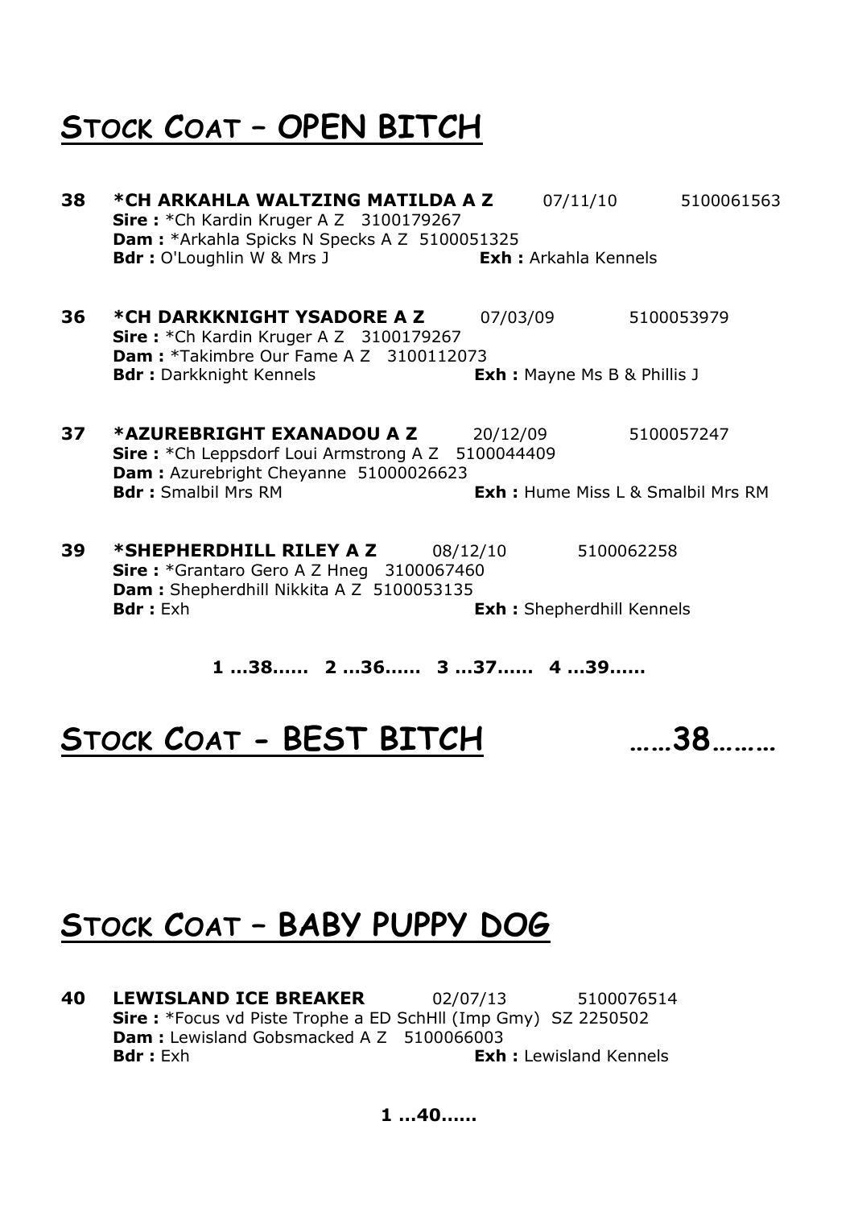# STOCK COAT – OPEN BITCH

**38 \*CH ARKAHLA WALTZING MATILDA A Z** 07/11/10 5100061563
**Sire :** \*Ch Kardin Kruger A Z 3100179267
**Dam :** \*Arkahla Spicks N Specks A Z 5100051325
**Bdr :** O'Loughlin W & Mrs J **Exh :** Arkahla Kennels

**36 \*CH DARKKNIGHT YSADORE A Z** 07/03/09 5100053979
**Sire :** \*Ch Kardin Kruger A Z 3100179267
**Dam :** \*Takimbre Our Fame A Z 3100112073
**Bdr :** Darkknight Kennels **Exh :** Mayne Ms B & Phillis J

**37 \*AZUREBRIGHT EXANADOU A Z** 20/12/09 5100057247
**Sire :** \*Ch Leppsdorf Loui Armstrong A Z 5100044409
**Dam :** Azurebright Cheyanne 51000026623
**Bdr :** Smalbil Mrs RM **Exh :** Hume Miss L & Smalbil Mrs RM

**39 \*SHEPHERDHILL RILEY A Z** 08/12/10 5100062258
**Sire :** \*Grantaro Gero A Z Hneg 3100067460
**Dam :** Shepherdhill Nikkita A Z 5100053135
**Bdr :** Exh **Exh :** Shepherdhill Kennels

**1 …38…… 2 …36…… 3 …37…… 4 …39……**

# STOCK COAT - BEST BITCH ……38………

# STOCK COAT – BABY PUPPY DOG

**40 LEWISLAND ICE BREAKER** 02/07/13 5100076514
**Sire :** \*Focus vd Piste Trophe a ED SchHll (Imp Gmy) SZ 2250502
**Dam :** Lewisland Gobsmacked A Z 5100066003
**Bdr :** Exh **Exh :** Lewisland Kennels

**1 …40……**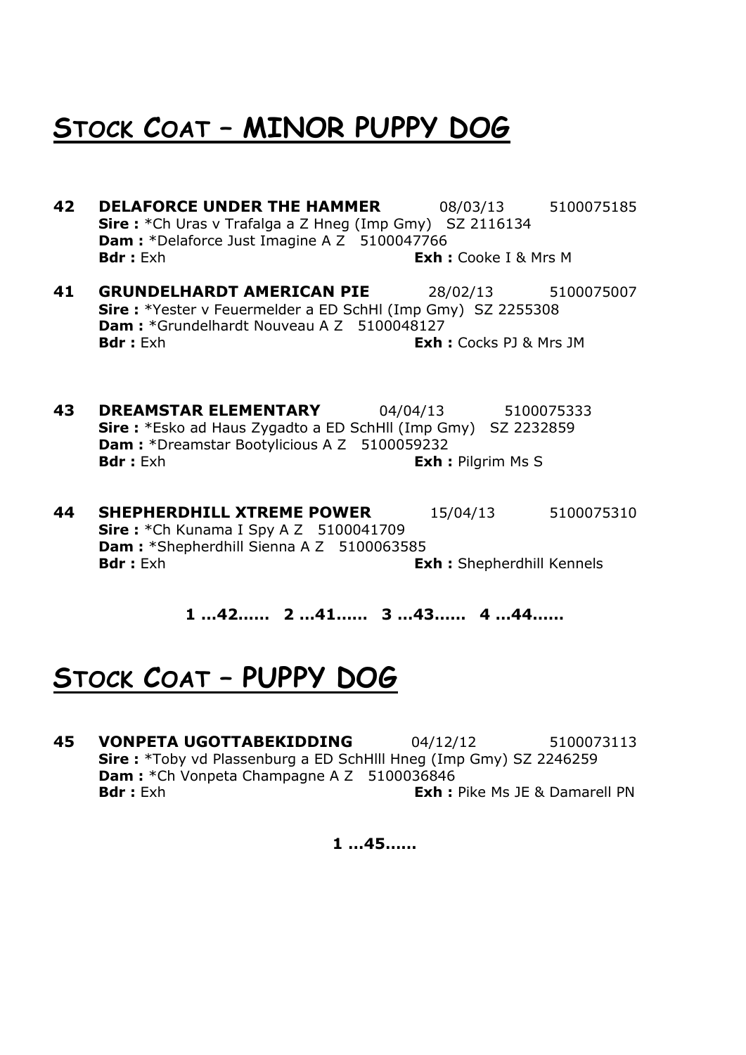## STOCK COAT – MINOR PUPPY DOG

**42 DELAFORCE UNDER THE HAMMER** 08/03/13 5100075185
**Sire :** *Ch Uras v Trafalga a Z Hneg (Imp Gmy) SZ 2116134
**Dam :** *Delaforce Just Imagine A Z 5100047766
**Bdr :** Exh **Exh :** Cooke I & Mrs M

**41 GRUNDELHARDT AMERICAN PIE** 28/02/13 5100075007
**Sire :** *Yester v Feuermelder a ED SchHl (Imp Gmy) SZ 2255308
**Dam :** *Grundelhardt Nouveau A Z 5100048127
**Bdr :** Exh **Exh :** Cocks PJ & Mrs JM

**43 DREAMSTAR ELEMENTARY** 04/04/13 5100075333
**Sire :** *Esko ad Haus Zygadto a ED SchHll (Imp Gmy) SZ 2232859
**Dam :** *Dreamstar Bootylicious A Z 5100059232
**Bdr :** Exh **Exh :** Pilgrim Ms S

**44 SHEPHERDHILL XTREME POWER** 15/04/13 5100075310
**Sire :** *Ch Kunama I Spy A Z 5100041709
**Dam :** *Shepherdhill Sienna A Z 5100063585
**Bdr :** Exh **Exh :** Shepherdhill Kennels

**1 …42…… 2 …41…… 3 …43…… 4 …44……**

## STOCK COAT – PUPPY DOG

**45 VONPETA UGOTTABEKIDDING** 04/12/12 5100073113
**Sire :** *Toby vd Plassenburg a ED SchHlll Hneg (Imp Gmy) SZ 2246259
**Dam :** *Ch Vonpeta Champagne A Z 5100036846
**Bdr :** Exh **Exh :** Pike Ms JE & Damarell PN

**1 …45……**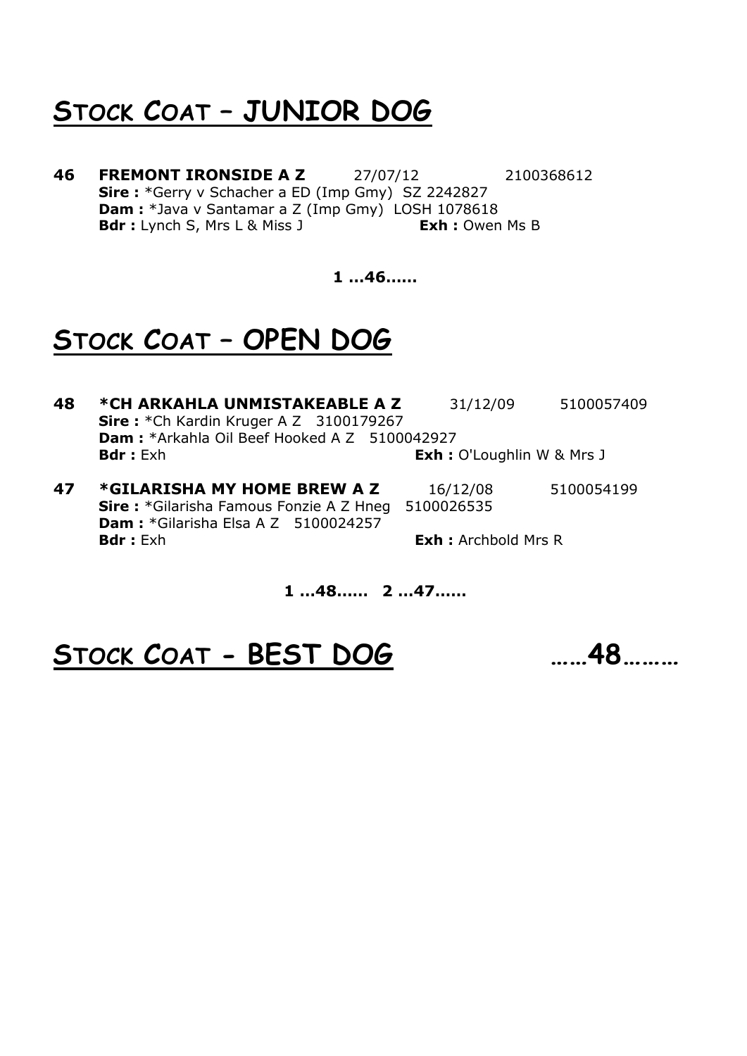# STOCK COAT – JUNIOR DOG

**46 FREMONT IRONSIDE A Z** 27/07/12 2100368612
**Sire :** *Gerry v Schacher a ED (Imp Gmy) SZ 2242827
**Dam :** *Java v Santamar a Z (Imp Gmy) LOSH 1078618
**Bdr :** Lynch S, Mrs L & Miss J **Exh :** Owen Ms B

**1 ...46......**

# STOCK COAT – OPEN DOG

**48 *CH ARKAHLA UNMISTAKEABLE A Z** 31/12/09 5100057409
**Sire :** *Ch Kardin Kruger A Z 3100179267
**Dam :** *Arkahla Oil Beef Hooked A Z 5100042927
**Bdr :** Exh **Exh :** O'Loughlin W & Mrs J

**47 *GILARISHA MY HOME BREW A Z** 16/12/08 5100054199
**Sire :** *Gilarisha Famous Fonzie A Z Hneg 5100026535
**Dam :** *Gilarisha Elsa A Z 5100024257
**Bdr :** Exh **Exh :** Archbold Mrs R

**1 ...48...... 2 ...47......**

# STOCK COAT - BEST DOG ……48………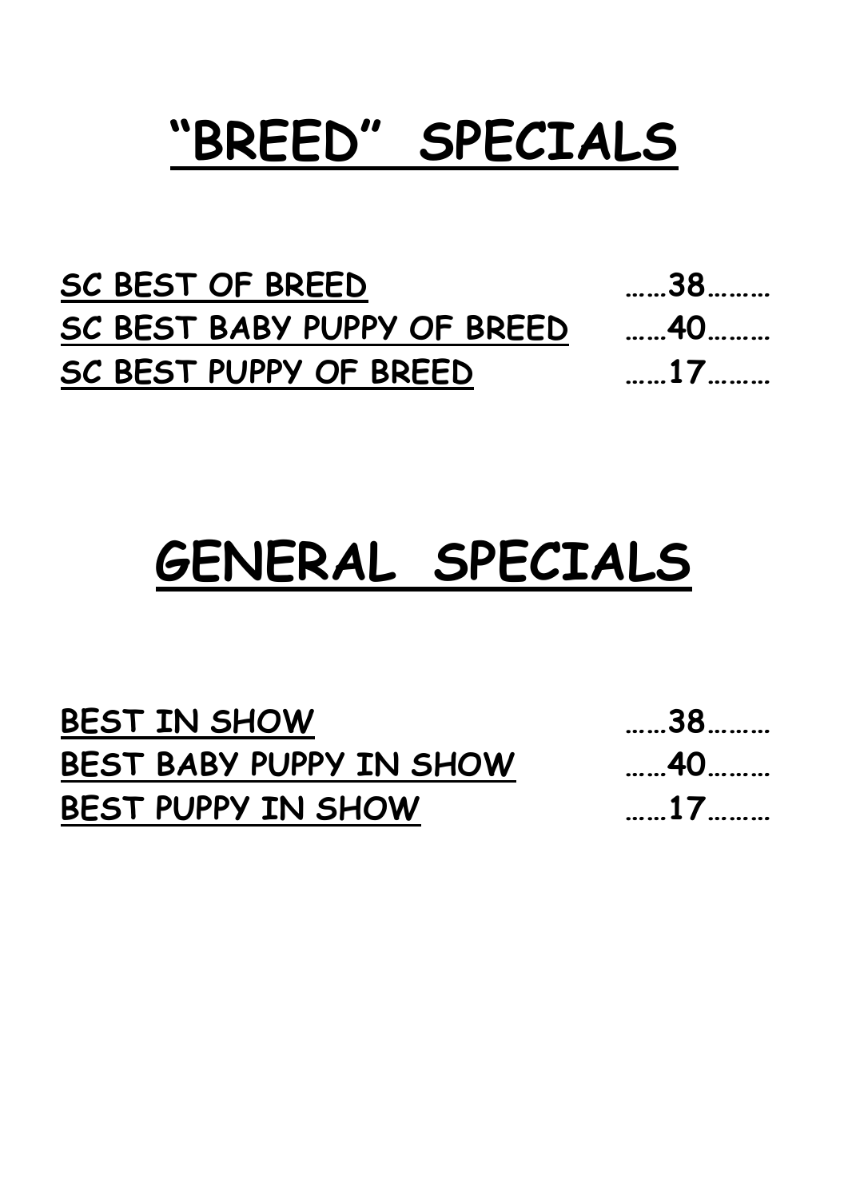# “BREED” SPECIALS

SC BEST OF BREED ……38………
SC BEST BABY PUPPY OF BREED ……40………
SC BEST PUPPY OF BREED ……17………

# GENERAL SPECIALS

BEST IN SHOW ……38………
BEST BABY PUPPY IN SHOW ……40………
BEST PUPPY IN SHOW ……17………